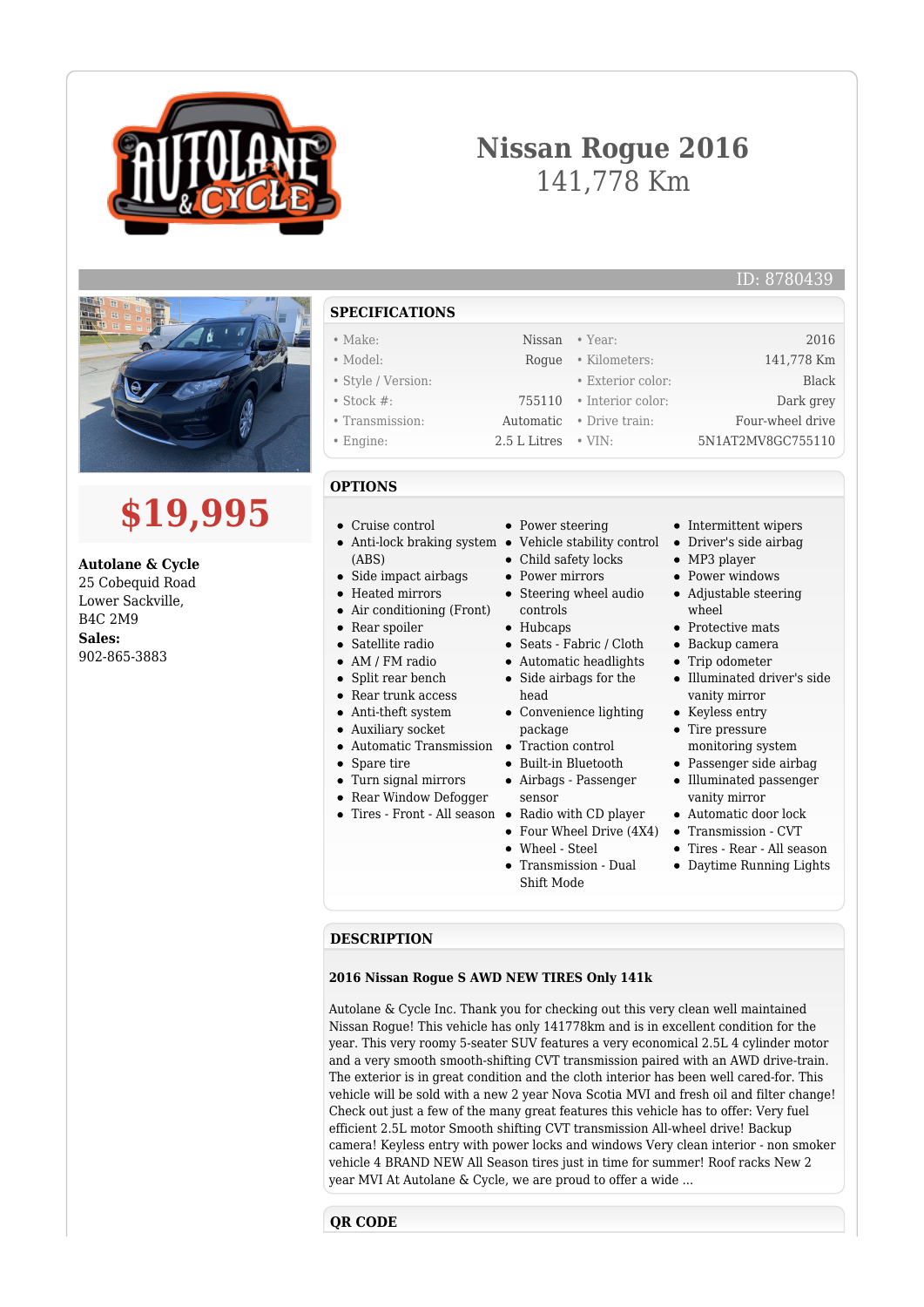# Nissan Rogue 2016

141,778 Km

ID: 8780439

## $19,995

**Autolane & Cycle**
25 Cobequid Road
Lower Sackville,
B4C 2M9
**Sales:**
902-865-3883

## SPECIFICATIONS

| | | | |
|---|---|---|---|
| • Make: | Nissan | • Year: | 2016 |
| • Model: | Rogue | • Kilometers: | 141,778 Km |
| • Style / Version: | | • Exterior color: | Black |
| • Stock #: | 755110 | • Interior color: | Dark grey |
| • Transmission: | Automatic | • Drive train: | Four-wheel drive |
| • Engine: | 2.5 L Litres | • VIN: | 5N1AT2MV8GC755110 |

## OPTIONS

- Cruise control
- Anti-lock braking system (ABS)
- Side impact airbags
- Heated mirrors
- Air conditioning (Front)
- Rear spoiler
- Satellite radio
- AM / FM radio
- Split rear bench
- Rear trunk access
- Anti-theft system
- Auxiliary socket
- Automatic Transmission
- Spare tire
- Turn signal mirrors
- Rear Window Defogger
- Tires - Front - All season
- Power steering
- Vehicle stability control
- Child safety locks
- Power mirrors
- Steering wheel audio controls
- Hubcaps
- Seats - Fabric / Cloth
- Automatic headlights
- Side airbags for the head
- Convenience lighting package
- Traction control
- Built-in Bluetooth
- Airbags - Passenger sensor
- Radio with CD player
- Four Wheel Drive (4X4)
- Wheel - Steel
- Transmission - Dual Shift Mode
- Intermittent wipers
- Driver's side airbag
- MP3 player
- Power windows
- Adjustable steering wheel
- Protective mats
- Backup camera
- Trip odometer
- Illuminated driver's side vanity mirror
- Keyless entry
- Tire pressure monitoring system
- Passenger side airbag
- Illuminated passenger vanity mirror
- Automatic door lock
- Transmission - CVT
- Tires - Rear - All season
- Daytime Running Lights

## DESCRIPTION

**2016 Nissan Rogue S AWD NEW TIRES Only 141k**

Autolane & Cycle Inc. Thank you for checking out this very clean well maintained Nissan Rogue! This vehicle has only 141778km and is in excellent condition for the year. This very roomy 5-seater SUV features a very economical 2.5L 4 cylinder motor and a very smooth smooth-shifting CVT transmission paired with an AWD drive-train. The exterior is in great condition and the cloth interior has been well cared-for. This vehicle will be sold with a new 2 year Nova Scotia MVI and fresh oil and filter change! Check out just a few of the many great features this vehicle has to offer: Very fuel efficient 2.5L motor Smooth shifting CVT transmission All-wheel drive! Backup camera! Keyless entry with power locks and windows Very clean interior - non smoker vehicle 4 BRAND NEW All Season tires just in time for summer! Roof racks New 2 year MVI At Autolane & Cycle, we are proud to offer a wide ...

## QR CODE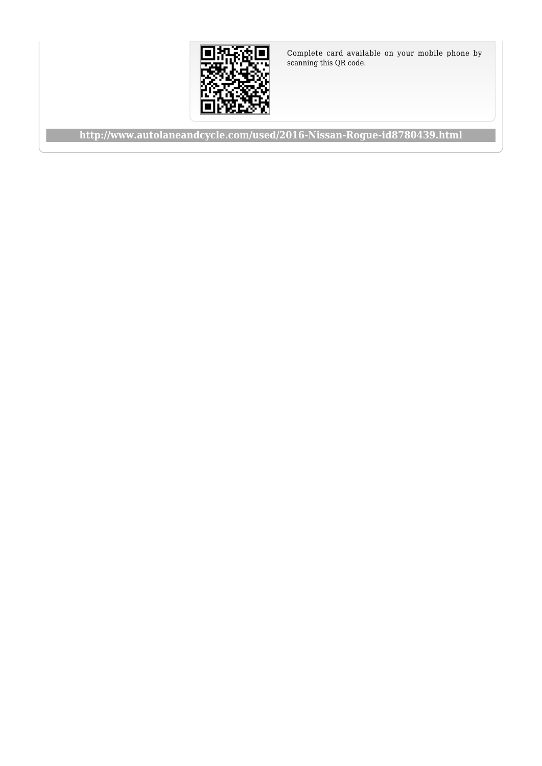Complete card available on your mobile phone by scanning this QR code.

**http://www.autolaneandcycle.com/used/2016-Nissan-Rogue-id8780439.html**